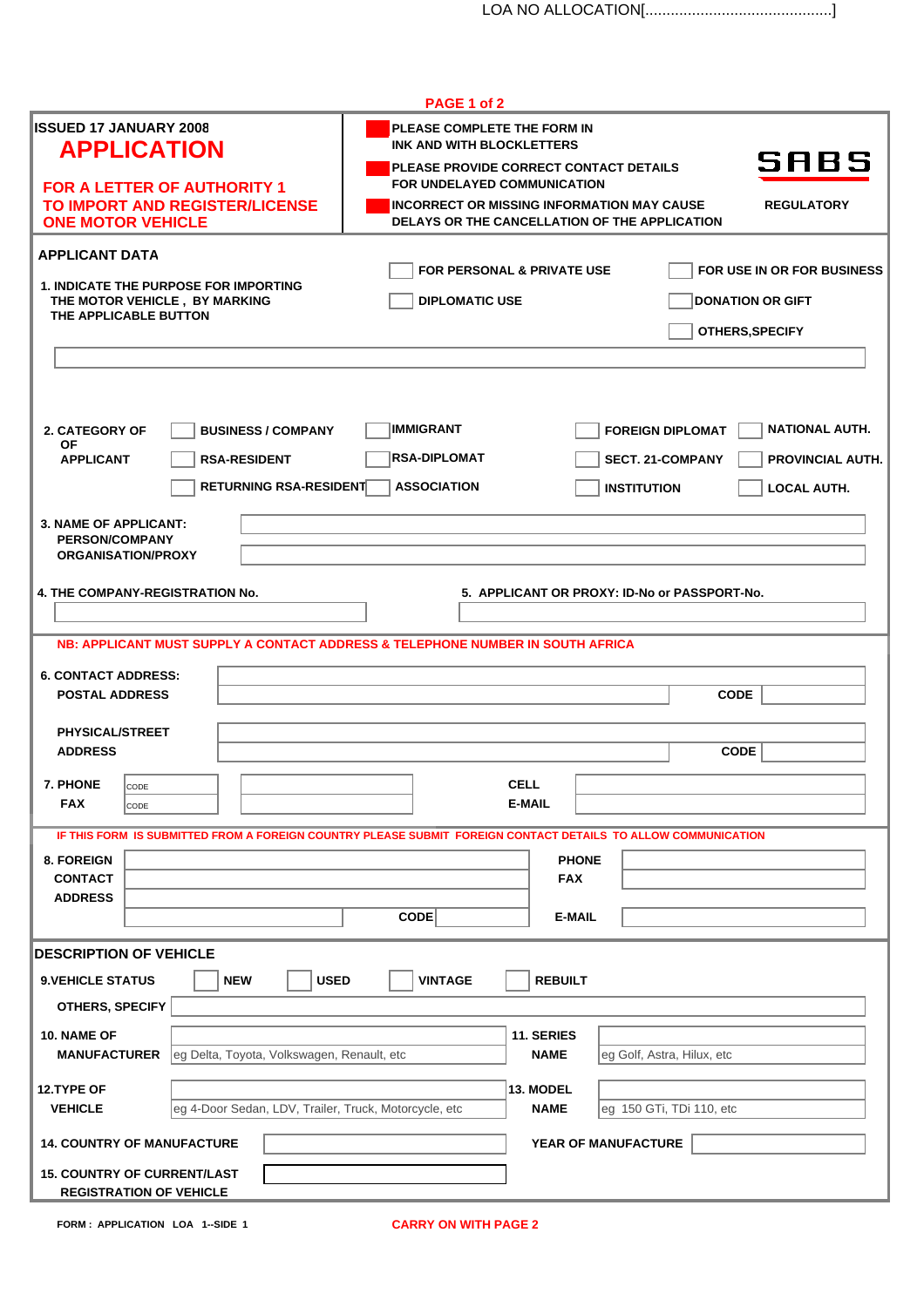LOA NO ALLOCATION[............................................]

**ISSUED 17 JANUARY 2008**

# APPLICATION

## FOR A LETTER OF AUTHORITY 1 TO IMPORT AND REGISTER/LICENSE ONE MOTOR VEHICLE

- PLEASE COMPLETE THE FORM IN INK AND WITH BLOCKLETTERS
- PLEASE PROVIDE CORRECT CONTACT DETAILS FOR UNDELAYED COMMUNICATION
- INCORRECT OR MISSING INFORMATION MAY CAUSE DELAYS OR THE CANCELLATION OF THE APPLICATION

**SABS**

REGULATORY

## APPLICANT DATA

**1. INDICATE THE PURPOSE FOR IMPORTING THE MOTOR VEHICLE , BY MARKING THE APPLICABLE BUTTON**

- [ ] FOR PERSONAL & PRIVATE USE
- [ ] FOR USE IN OR FOR BUSINESS
- [ ] DIPLOMATIC USE
- [ ] DONATION OR GIFT
- [ ] OTHERS,SPECIFY

______________________________

**2. CATEGORY OF APPLICANT**

- [ ] BUSINESS / COMPANY
- [ ] IMMIGRANT
- [ ] FOREIGN DIPLOMAT
- [ ] NATIONAL AUTH.
- [ ] RSA-RESIDENT
- [ ] RSA-DIPLOMAT
- [ ] SECT. 21-COMPANY
- [ ] PROVINCIAL AUTH.
- [ ] RETURNING RSA-RESIDENT
- [ ] ASSOCIATION
- [ ] INSTITUTION
- [ ] LOCAL AUTH.

**3. NAME OF APPLICANT: PERSON/COMPANY ORGANISATION/PROXY** ______________________________

**4. THE COMPANY-REGISTRATION No.** ______________________________

**5. APPLICANT OR PROXY: ID-No or PASSPORT-No.** ______________________________

**NB: APPLICANT MUST SUPPLY A CONTACT ADDRESS & TELEPHONE NUMBER IN SOUTH AFRICA**

**6. CONTACT ADDRESS:**

**POSTAL ADDRESS** ______________________________ **CODE** ________

**PHYSICAL/STREET ADDRESS** ______________________________ **CODE** ________

**7. PHONE** CODE ______ ______________ **CELL** ______________

**FAX** CODE ______ ______________ **E-MAIL** ______________

**IF THIS FORM IS SUBMITTED FROM A FOREIGN COUNTRY PLEASE SUBMIT FOREIGN CONTACT DETAILS TO ALLOW COMMUNICATION**

**8. FOREIGN CONTACT ADDRESS** ______________________________ **CODE** ________

**PHONE** ______________

**FAX** ______________

**E-MAIL** ______________

## DESCRIPTION OF VEHICLE

**9.VEHICLE STATUS**

- [ ] NEW
- [ ] USED
- [ ] VINTAGE
- [ ] REBUILT

**OTHERS, SPECIFY** ______________________________

**10. NAME OF MANUFACTURER** eg Delta, Toyota, Volkswagen, Renault, etc

**11. SERIES NAME** eg Golf, Astra, Hilux, etc

**12.TYPE OF VEHICLE** eg 4-Door Sedan, LDV, Trailer, Truck, Motorcycle, etc

**13. MODEL NAME** eg 150 GTi, TDi 110, etc

**14. COUNTRY OF MANUFACTURE** ______________ **YEAR OF MANUFACTURE** ______________

**15. COUNTRY OF CURRENT/LAST REGISTRATION OF VEHICLE** ______________

FORM : APPLICATION LOA 1--SIDE 1

**CARRY ON WITH PAGE 2**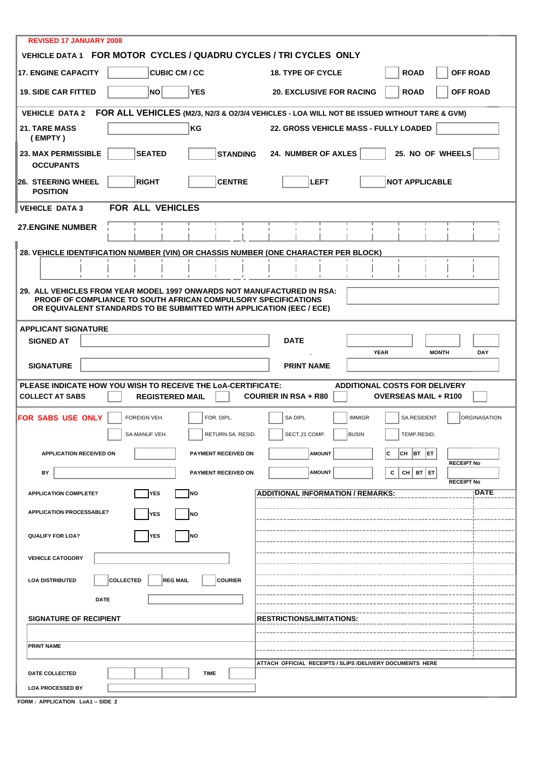**REVISED 17 JANUARY 2008**

## VEHICLE DATA 1 FOR MOTOR CYCLES / QUADRU CYCLES / TRI CYCLES ONLY

**17. ENGINE CAPACITY** ______ **CUBIC CM / CC**

**18. TYPE OF CYCLE** ☐ **ROAD** ☐ **OFF ROAD**

**19. SIDE CAR FITTED** ☐ **NO** ☐ **YES**

**20. EXCLUSIVE FOR RACING** ☐ **ROAD** ☐ **OFF ROAD**

## VEHICLE DATA 2 FOR ALL VEHICLES (M2/3, N2/3 & O2/3/4 VEHICLES - LOA WILL NOT BE ISSUED WITHOUT TARE & GVM)

**21. TARE MASS (EMPTY)** ______ **KG**

**22. GROSS VEHICLE MASS - FULLY LOADED** ______

**23. MAX PERMISSIBLE OCCUPANTS** ______ **SEATED** ______ **STANDING**

**24. NUMBER OF AXLES** ______

**25. NO OF WHEELS** ______

**26. STEERING WHEEL POSITION** ☐ **RIGHT** ☐ **CENTRE** ☐ **LEFT** ☐ **NOT APPLICABLE**

## VEHICLE DATA 3 FOR ALL VEHICLES

**27. ENGINE NUMBER** ______

**28. VEHICLE IDENTIFICATION NUMBER (VIN) OR CHASSIS NUMBER (ONE CHARACTER PER BLOCK)** ______

**29. ALL VEHICLES FROM YEAR MODEL 1997 ONWARDS NOT MANUFACTURED IN RSA: PROOF OF COMPLIANCE TO SOUTH AFRICAN COMPULSORY SPECIFICATIONS OR EQUIVALENT STANDARDS TO BE SUBMITTED WITH APPLICATION (EEC / ECE)** ______

## APPLICANT SIGNATURE

**SIGNED AT** ______ **DATE** ______ YEAR ______ MONTH ______ DAY

**SIGNATURE** ______ **PRINT NAME** ______

**PLEASE INDICATE HOW YOU WISH TO RECEIVE THE LoA-CERTIFICATE:**

**COLLECT AT SABS** ☐ **REGISTERED MAIL** ☐ **COURIER IN RSA + R80** ☐

**ADDITIONAL COSTS FOR DELIVERY OVERSEAS MAIL + R100** ☐

## FOR SABS USE ONLY

☐ FOREIGN VEH. ☐ FOR. DIPL. ☐ SA DIPL ☐ IMMIGR ☐ SA.RESIDENT ☐ ORGINASATION

☐ SA-MANUF.VEH. ☐ RETURN.SA. RESID. ☐ SECT.21 COMP. ☐ BUSIN ☐ TEMP.RESID.

APPLICATION RECEIVED ON ______ PAYMENT RECEIVED ON ______ AMOUNT ______ C | CH | BT | ET ______ RECEIPT No

BY ______ PAYMENT RECEIVED ON ______ AMOUNT ______ C | CH | BT | ET ______ RECEIPT No

APPLICATION COMPLETE? ☐ YES ☐ NO

APPLICATION PROCESSABLE? ☐ YES ☐ NO

QUALIFY FOR LOA? ☐ YES ☐ NO

VEHICLE CATOGORY ______

LOA DISTRIBUTED ☐ COLLECTED ☐ REG MAIL ☐ COURIER

DATE ______

**SIGNATURE OF RECIPIENT** ______

PRINT NAME ______

DATE COLLECTED ______ TIME ______

LOA PROCESSED BY ______

**ADDITIONAL INFORMATION / REMARKS:** ______ **DATE** ______

**RESTRICTIONS/LIMITATIONS:** ______

ATTACH OFFICIAL RECEIPTS / SLIPS /DELIVERY DOCUMENTS HERE

FORM : APPLICATION LoA1 -- SIDE 2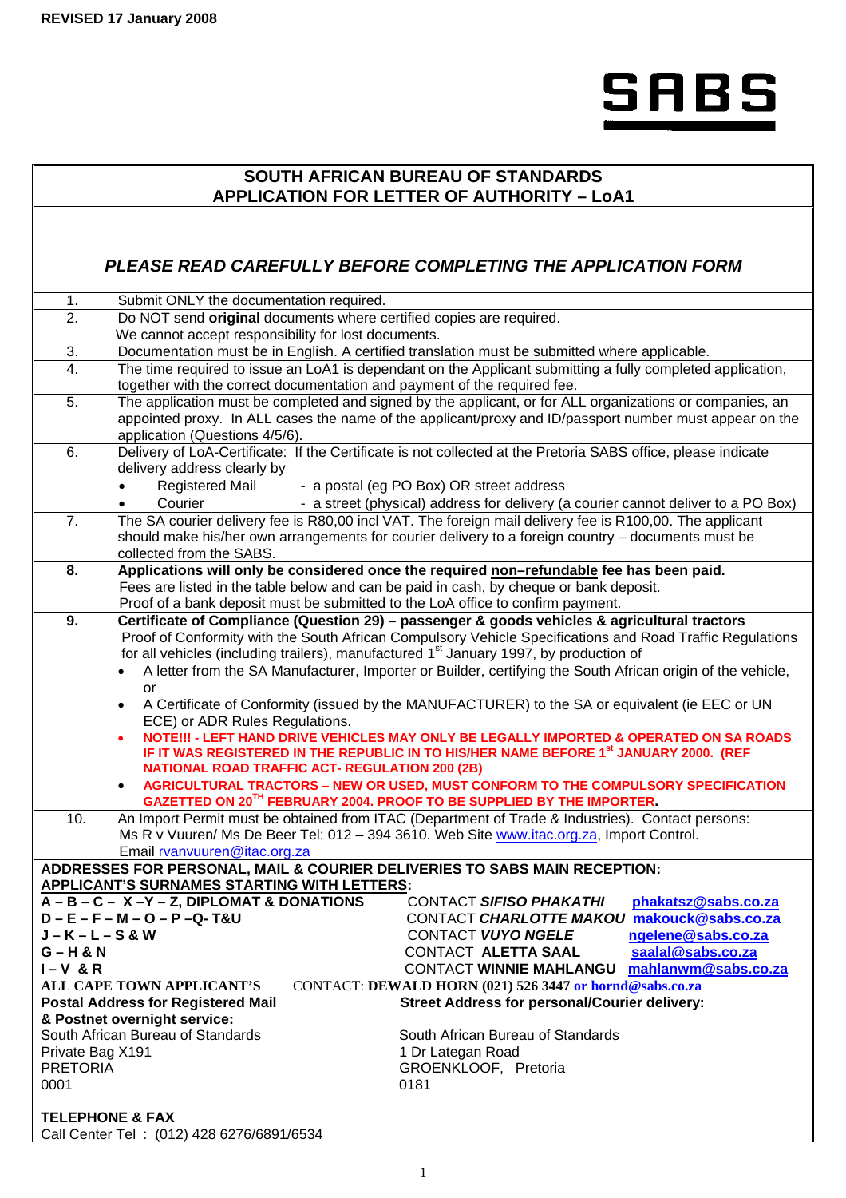REVISED 17 January 2008

SABS

## SOUTH AFRICAN BUREAU OF STANDARDS
## APPLICATION FOR LETTER OF AUTHORITY – LoA1

### *PLEASE READ CAREFULLY BEFORE COMPLETING THE APPLICATION FORM*

| | |
|---|---|
| 1. | Submit ONLY the documentation required. |
| 2. | Do NOT send **original** documents where certified copies are required. We cannot accept responsibility for lost documents. |
| 3. | Documentation must be in English. A certified translation must be submitted where applicable. |
| 4. | The time required to issue an LoA1 is dependant on the Applicant submitting a fully completed application, together with the correct documentation and payment of the required fee. |
| 5. | The application must be completed and signed by the applicant, or for ALL organizations or companies, an appointed proxy. In ALL cases the name of the applicant/proxy and ID/passport number must appear on the application (Questions 4/5/6). |
| 6. | Delivery of LoA-Certificate: If the Certificate is not collected at the Pretoria SABS office, please indicate delivery address clearly by<br>• Registered Mail - a postal (eg PO Box) OR street address<br>• Courier - a street (physical) address for delivery (a courier cannot deliver to a PO Box) |
| 7. | The SA courier delivery fee is R80,00 incl VAT. The foreign mail delivery fee is R100,00. The applicant should make his/her own arrangements for courier delivery to a foreign country – documents must be collected from the SABS. |
| **8.** | **Applications will only be considered once the required non–refundable fee has been paid.** Fees are listed in the table below and can be paid in cash, by cheque or bank deposit. Proof of a bank deposit must be submitted to the LoA office to confirm payment. |
| **9.** | **Certificate of Compliance (Question 29) – passenger & goods vehicles & agricultural tractors** Proof of Conformity with the South African Compulsory Vehicle Specifications and Road Traffic Regulations for all vehicles (including trailers), manufactured 1st January 1997, by production of<br>• A letter from the SA Manufacturer, Importer or Builder, certifying the South African origin of the vehicle, or<br>• A Certificate of Conformity (issued by the MANUFACTURER) to the SA or equivalent (ie EEC or UN ECE) or ADR Rules Regulations.<br>• **NOTE!!! - LEFT HAND DRIVE VEHICLES MAY ONLY BE LEGALLY IMPORTED & OPERATED ON SA ROADS IF IT WAS REGISTERED IN THE REPUBLIC IN TO HIS/HER NAME BEFORE 1st JANUARY 2000. (REF NATIONAL ROAD TRAFFIC ACT- REGULATION 200 (2B)**<br>• **AGRICULTURAL TRACTORS – NEW OR USED, MUST CONFORM TO THE COMPULSORY SPECIFICATION GAZETTED ON 20TH FEBRUARY 2004. PROOF TO BE SUPPLIED BY THE IMPORTER.** |
| 10. | An Import Permit must be obtained from ITAC (Department of Trade & Industries). Contact persons: Ms R v Vuuren/ Ms De Beer Tel: 012 – 394 3610. Web Site www.itac.org.za, Import Control. Email rvanvuuren@itac.org.za |

**ADDRESSES FOR PERSONAL, MAIL & COURIER DELIVERIES TO SABS MAIN RECEPTION:**

**APPLICANT'S SURNAMES STARTING WITH LETTERS:**

| | | |
|---|---|---|
| **A – B – C – X –Y – Z, DIPLOMAT & DONATIONS** | CONTACT ***SIFISO PHAKATHI*** | phakatsz@sabs.co.za |
| **D – E – F – M – O – P –Q- T&U** | CONTACT ***CHARLOTTE MAKOU*** | makouck@sabs.co.za |
| **J – K – L – S & W** | CONTACT ***VUYO NGELE*** | ngelene@sabs.co.za |
| **G – H & N** | CONTACT **ALETTA SAAL** | saalal@sabs.co.za |
| **I – V & R** | CONTACT **WINNIE MAHLANGU** | mahlanwm@sabs.co.za |

**ALL CAPE TOWN APPLICANT'S** CONTACT: **DEWALD HORN (021) 526 3447 or hornd@sabs.co.za**

**Postal Address for Registered Mail & Postnet overnight service:**
South African Bureau of Standards
Private Bag X191
PRETORIA
0001

**Street Address for personal/Courier delivery:**
South African Bureau of Standards
1 Dr Lategan Road
GROENKLOOF, Pretoria
0181

**TELEPHONE & FAX**
Call Center Tel : (012) 428 6276/6891/6534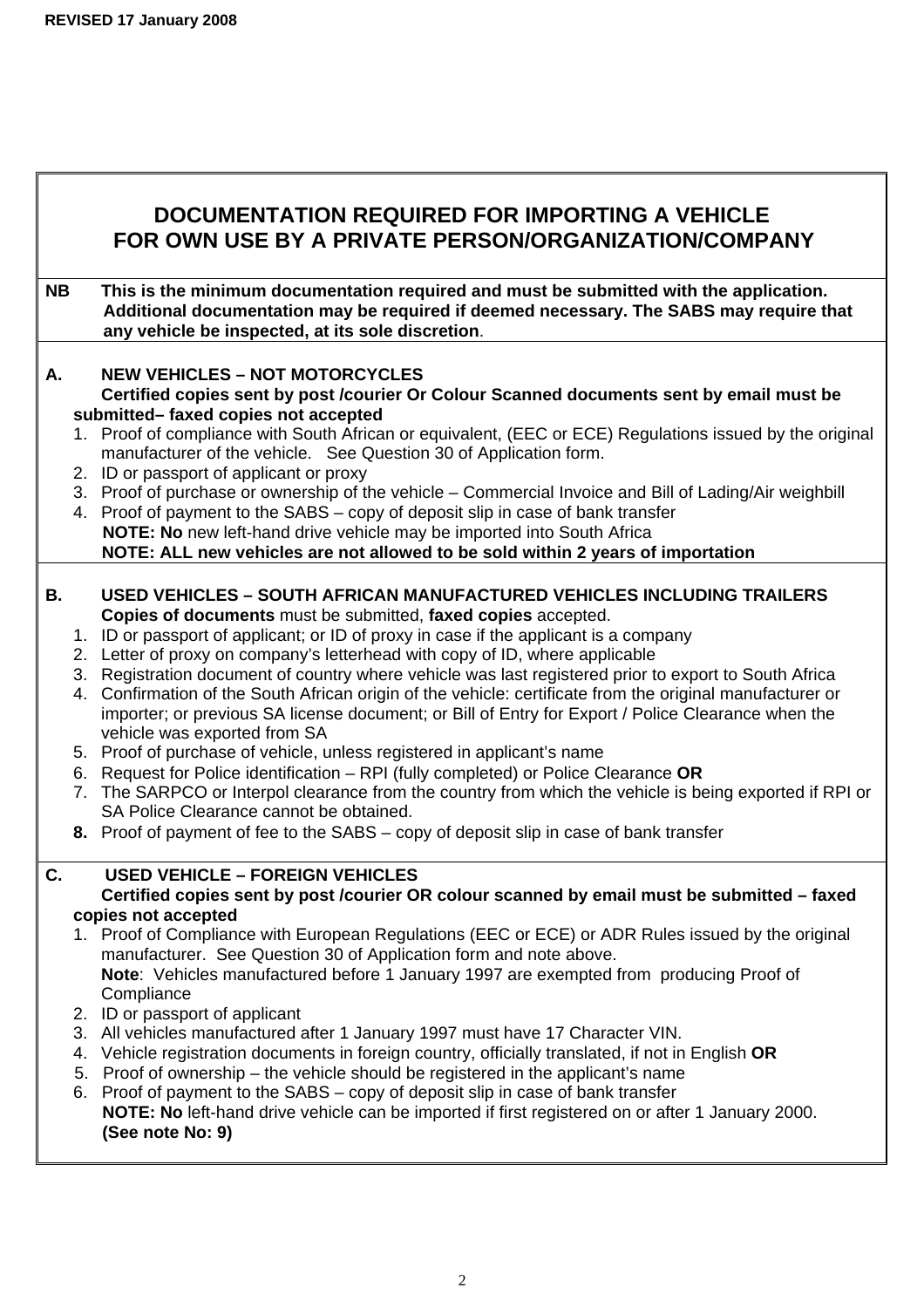REVISED 17 January 2008

# DOCUMENTATION REQUIRED FOR IMPORTING A VEHICLE FOR OWN USE BY A PRIVATE PERSON/ORGANIZATION/COMPANY

**NB This is the minimum documentation required and must be submitted with the application. Additional documentation may be required if deemed necessary. The SABS may require that any vehicle be inspected, at its sole discretion**.

## A. NEW VEHICLES – NOT MOTORCYCLES

**Certified copies sent by post /courier Or Colour Scanned documents sent by email must be submitted– faxed copies not accepted**

1. Proof of compliance with South African or equivalent, (EEC or ECE) Regulations issued by the original manufacturer of the vehicle. See Question 30 of Application form.
2. ID or passport of applicant or proxy
3. Proof of purchase or ownership of the vehicle – Commercial Invoice and Bill of Lading/Air weighbill
4. Proof of payment to the SABS – copy of deposit slip in case of bank transfer

**NOTE: No** new left-hand drive vehicle may be imported into South Africa

**NOTE: ALL new vehicles are not allowed to be sold within 2 years of importation**

## B. USED VEHICLES – SOUTH AFRICAN MANUFACTURED VEHICLES INCLUDING TRAILERS

**Copies of documents** must be submitted, **faxed copies** accepted.

1. ID or passport of applicant; or ID of proxy in case if the applicant is a company
2. Letter of proxy on company's letterhead with copy of ID, where applicable
3. Registration document of country where vehicle was last registered prior to export to South Africa
4. Confirmation of the South African origin of the vehicle: certificate from the original manufacturer or importer; or previous SA license document; or Bill of Entry for Export / Police Clearance when the vehicle was exported from SA
5. Proof of purchase of vehicle, unless registered in applicant's name
6. Request for Police identification – RPI (fully completed) or Police Clearance **OR**
7. The SARPCO or Interpol clearance from the country from which the vehicle is being exported if RPI or SA Police Clearance cannot be obtained.
8. Proof of payment of fee to the SABS – copy of deposit slip in case of bank transfer

## C. USED VEHICLE – FOREIGN VEHICLES

**Certified copies sent by post /courier OR colour scanned by email must be submitted – faxed copies not accepted**

1. Proof of Compliance with European Regulations (EEC or ECE) or ADR Rules issued by the original manufacturer. See Question 30 of Application form and note above.
   **Note**: Vehicles manufactured before 1 January 1997 are exempted from producing Proof of Compliance
2. ID or passport of applicant
3. All vehicles manufactured after 1 January 1997 must have 17 Character VIN.
4. Vehicle registration documents in foreign country, officially translated, if not in English **OR**
5. Proof of ownership – the vehicle should be registered in the applicant's name
6. Proof of payment to the SABS – copy of deposit slip in case of bank transfer

**NOTE: No** left-hand drive vehicle can be imported if first registered on or after 1 January 2000.
**(See note No: 9)**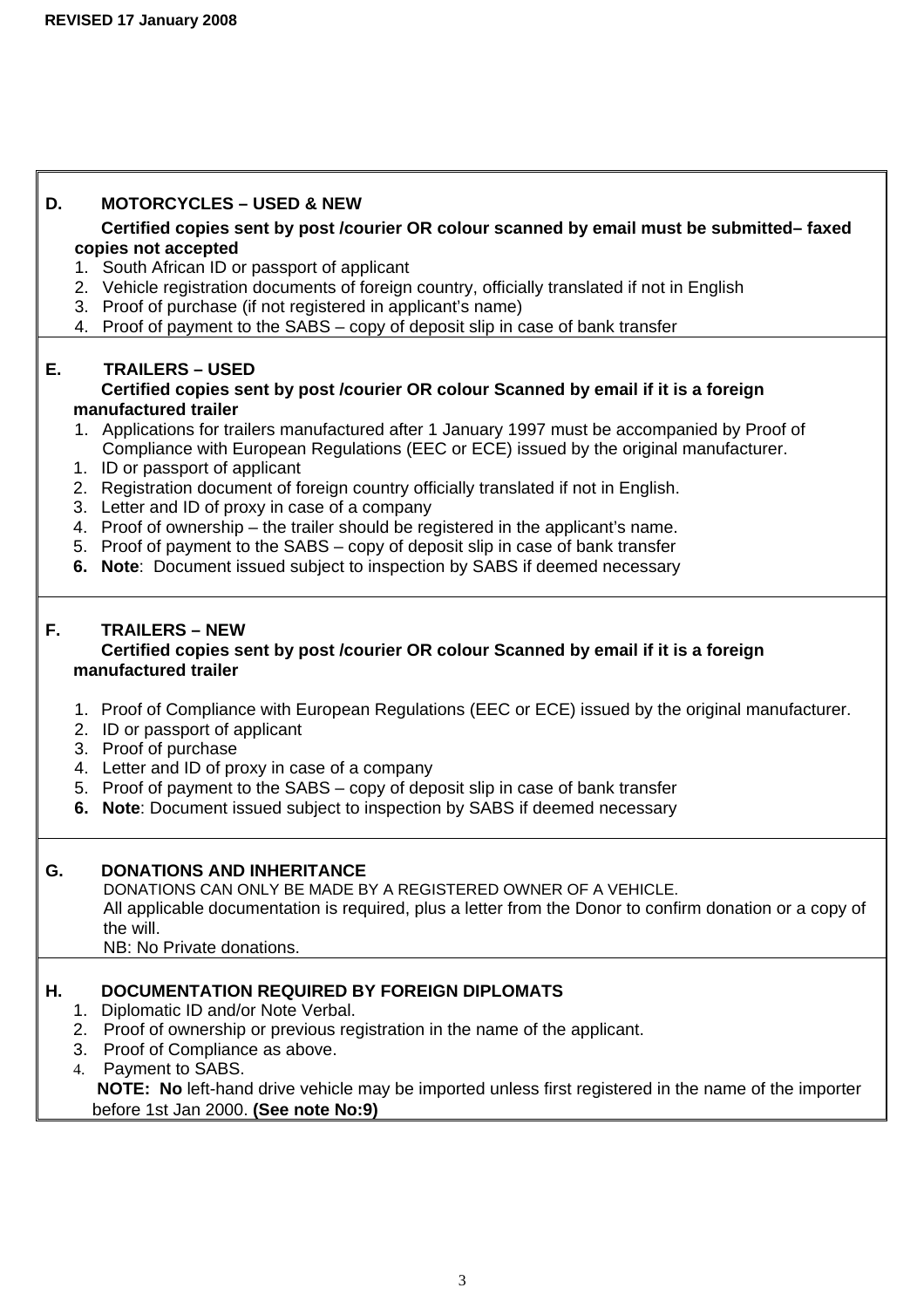**REVISED 17 January 2008**

**D. MOTORCYCLES – USED & NEW**

**Certified copies sent by post /courier OR colour scanned by email must be submitted– faxed copies not accepted**

1. South African ID or passport of applicant
2. Vehicle registration documents of foreign country, officially translated if not in English
3. Proof of purchase (if not registered in applicant's name)
4. Proof of payment to the SABS – copy of deposit slip in case of bank transfer

**E. TRAILERS – USED**

**Certified copies sent by post /courier OR colour Scanned by email if it is a foreign manufactured trailer**

1. Applications for trailers manufactured after 1 January 1997 must be accompanied by Proof of Compliance with European Regulations (EEC or ECE) issued by the original manufacturer.
1. ID or passport of applicant
2. Registration document of foreign country officially translated if not in English.
3. Letter and ID of proxy in case of a company
4. Proof of ownership – the trailer should be registered in the applicant's name.
5. Proof of payment to the SABS – copy of deposit slip in case of bank transfer
6. **Note**: Document issued subject to inspection by SABS if deemed necessary

**F. TRAILERS – NEW**

**Certified copies sent by post /courier OR colour Scanned by email if it is a foreign manufactured trailer**

1. Proof of Compliance with European Regulations (EEC or ECE) issued by the original manufacturer.
2. ID or passport of applicant
3. Proof of purchase
4. Letter and ID of proxy in case of a company
5. Proof of payment to the SABS – copy of deposit slip in case of bank transfer
6. **Note**: Document issued subject to inspection by SABS if deemed necessary

**G. DONATIONS AND INHERITANCE**

DONATIONS CAN ONLY BE MADE BY A REGISTERED OWNER OF A VEHICLE.

All applicable documentation is required, plus a letter from the Donor to confirm donation or a copy of the will.

NB: No Private donations.

**H. DOCUMENTATION REQUIRED BY FOREIGN DIPLOMATS**

1. Diplomatic ID and/or Note Verbal.
2. Proof of ownership or previous registration in the name of the applicant.
3. Proof of Compliance as above.
4. Payment to SABS.

**NOTE: No** left-hand drive vehicle may be imported unless first registered in the name of the importer before 1st Jan 2000. **(See note No:9)**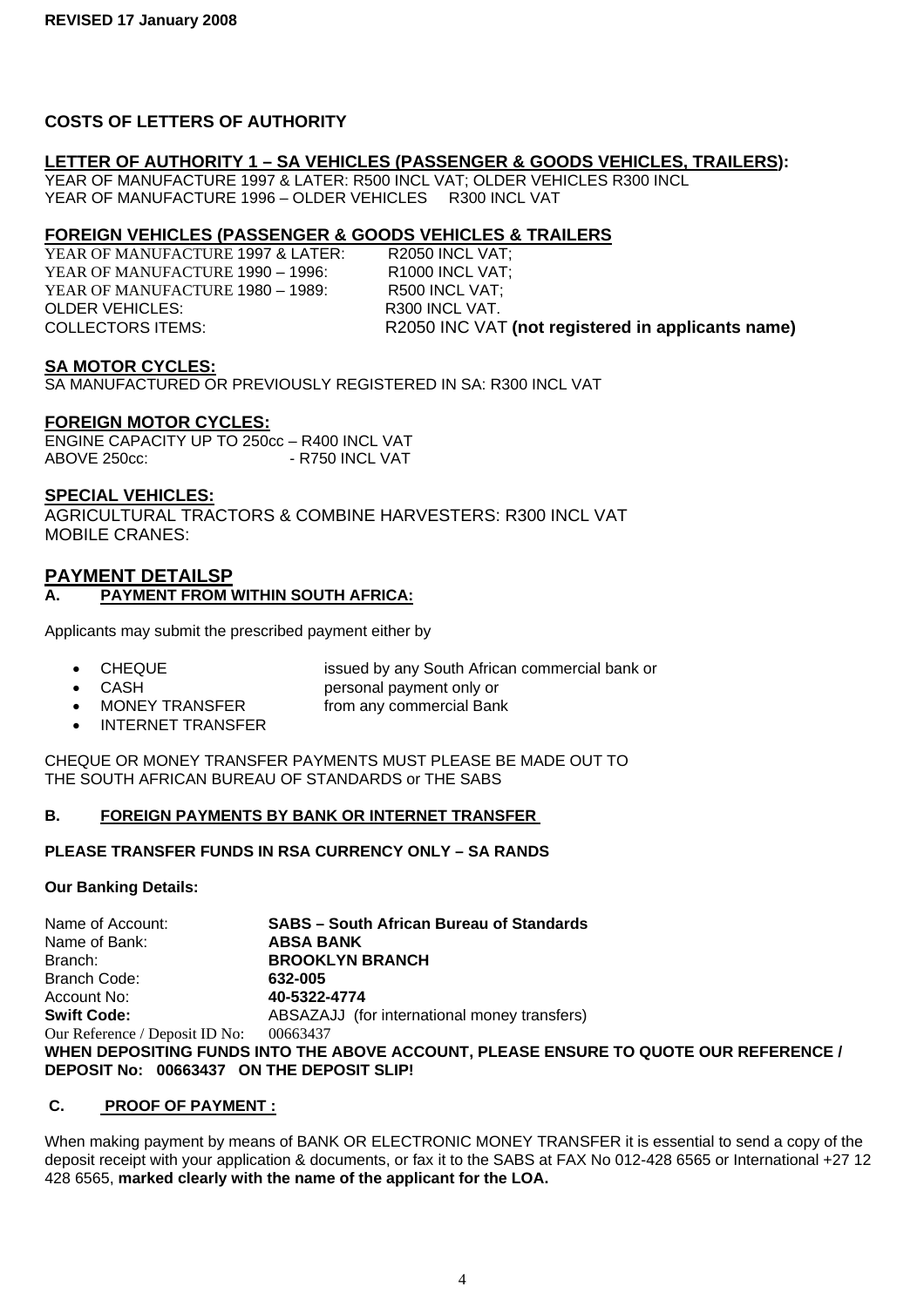**REVISED 17 January 2008**

## COSTS OF LETTERS OF AUTHORITY

### LETTER OF AUTHORITY 1 – SA VEHICLES (PASSENGER & GOODS VEHICLES, TRAILERS):

YEAR OF MANUFACTURE 1997 & LATER: R500 INCL VAT; OLDER VEHICLES R300 INCL
YEAR OF MANUFACTURE 1996 – OLDER VEHICLES R300 INCL VAT

### FOREIGN VEHICLES (PASSENGER & GOODS VEHICLES & TRAILERS

| | |
|---|---|
| YEAR OF MANUFACTURE 1997 & LATER: | R2050 INCL VAT; |
| YEAR OF MANUFACTURE 1990 – 1996: | R1000 INCL VAT; |
| YEAR OF MANUFACTURE 1980 – 1989: | R500 INCL VAT; |
| OLDER VEHICLES: | R300 INCL VAT. |
| COLLECTORS ITEMS: | R2050 INC VAT **(not registered in applicants name)** |

### SA MOTOR CYCLES:

SA MANUFACTURED OR PREVIOUSLY REGISTERED IN SA: R300 INCL VAT

### FOREIGN MOTOR CYCLES:

ENGINE CAPACITY UP TO 250cc – R400 INCL VAT
ABOVE 250cc: - R750 INCL VAT

### SPECIAL VEHICLES:

AGRICULTURAL TRACTORS & COMBINE HARVESTERS: R300 INCL VAT
MOBILE CRANES:

## PAYMENT DETAILSP

### A. PAYMENT FROM WITHIN SOUTH AFRICA:

Applicants may submit the prescribed payment either by

- CHEQUE issued by any South African commercial bank or
- CASH personal payment only or
- MONEY TRANSFER from any commercial Bank
- INTERNET TRANSFER

CHEQUE OR MONEY TRANSFER PAYMENTS MUST PLEASE BE MADE OUT TO THE SOUTH AFRICAN BUREAU OF STANDARDS or THE SABS

### B. FOREIGN PAYMENTS BY BANK OR INTERNET TRANSFER

**PLEASE TRANSFER FUNDS IN RSA CURRENCY ONLY – SA RANDS**

**Our Banking Details:**

| | |
|---|---|
| Name of Account: | **SABS – South African Bureau of Standards** |
| Name of Bank: | **ABSA BANK** |
| Branch: | **BROOKLYN BRANCH** |
| Branch Code: | **632-005** |
| Account No: | **40-5322-4774** |
| **Swift Code:** | ABSAZAJJ (for international money transfers) |
| Our Reference / Deposit ID No: | 00663437 |

**WHEN DEPOSITING FUNDS INTO THE ABOVE ACCOUNT, PLEASE ENSURE TO QUOTE OUR REFERENCE / DEPOSIT No: 00663437 ON THE DEPOSIT SLIP!**

### C. PROOF OF PAYMENT :

When making payment by means of BANK OR ELECTRONIC MONEY TRANSFER it is essential to send a copy of the deposit receipt with your application & documents, or fax it to the SABS at FAX No 012-428 6565 or International +27 12 428 6565, **marked clearly with the name of the applicant for the LOA.**